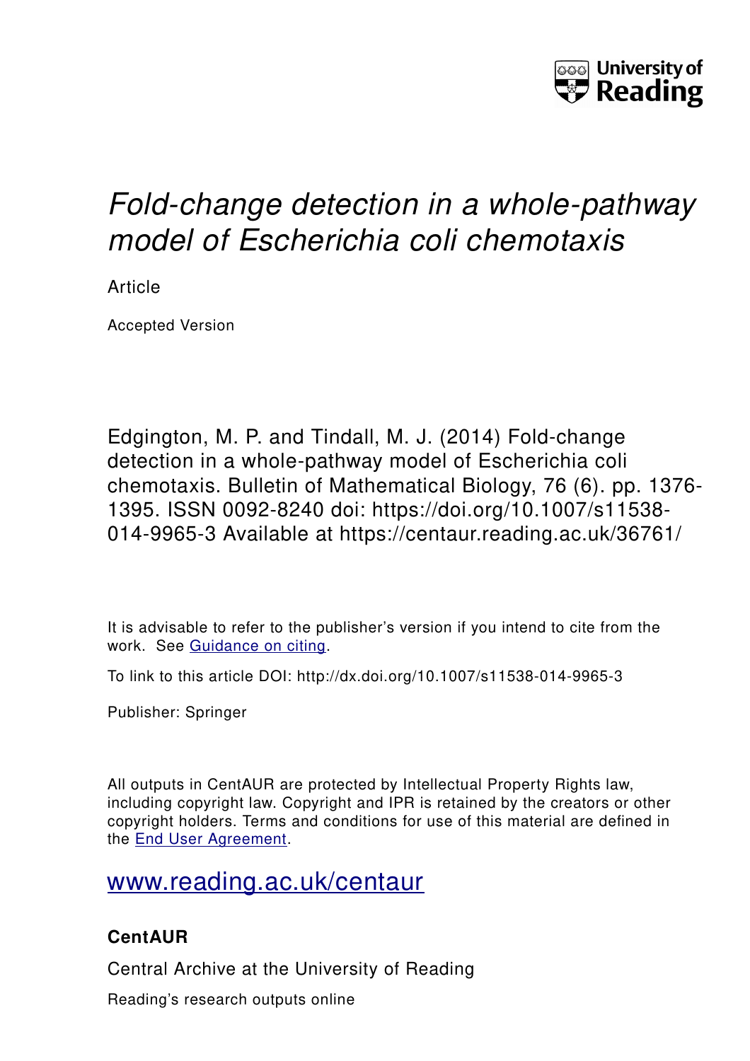# *Fold-change detection in a whole-pathway model of Escherichia coli chemotaxis*

Article

Accepted Version

Edgington, M. P. and Tindall, M. J. (2014) Fold-change detection in a whole-pathway model of Escherichia coli chemotaxis. Bulletin of Mathematical Biology, 76 (6). pp. 1376-1395. ISSN 0092-8240 doi: https://doi.org/10.1007/s11538-014-9965-3 Available at https://centaur.reading.ac.uk/36761/

It is advisable to refer to the publisher's version if you intend to cite from the work. See Guidance on citing.

To link to this article DOI: http://dx.doi.org/10.1007/s11538-014-9965-3

Publisher: Springer

All outputs in CentAUR are protected by Intellectual Property Rights law, including copyright law. Copyright and IPR is retained by the creators or other copyright holders. Terms and conditions for use of this material are defined in the End User Agreement.

www.reading.ac.uk/centaur

**CentAUR**

Central Archive at the University of Reading

Reading's research outputs online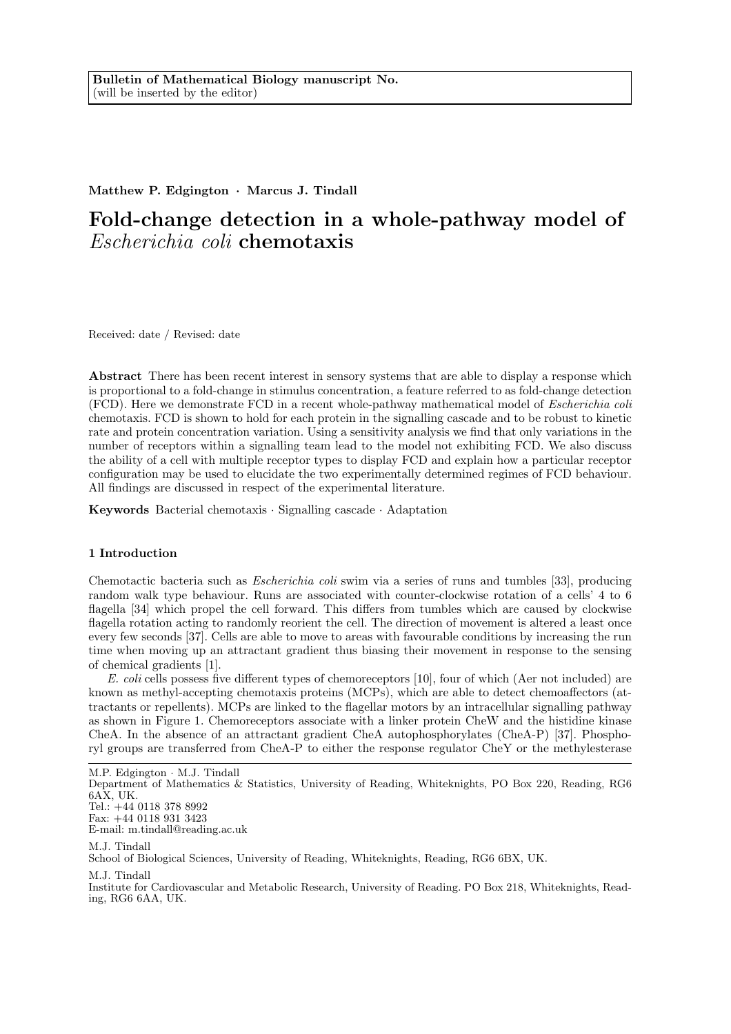Bulletin of Mathematical Biology manuscript No.
(will be inserted by the editor)

**Matthew P. Edgington · Marcus J. Tindall**

# Fold-change detection in a whole-pathway model of *Escherichia coli* chemotaxis

Received: date / Revised: date

**Abstract** There has been recent interest in sensory systems that are able to display a response which is proportional to a fold-change in stimulus concentration, a feature referred to as fold-change detection (FCD). Here we demonstrate FCD in a recent whole-pathway mathematical model of *Escherichia coli* chemotaxis. FCD is shown to hold for each protein in the signalling cascade and to be robust to kinetic rate and protein concentration variation. Using a sensitivity analysis we find that only variations in the number of receptors within a signalling team lead to the model not exhibiting FCD. We also discuss the ability of a cell with multiple receptor types to display FCD and explain how a particular receptor configuration may be used to elucidate the two experimentally determined regimes of FCD behaviour. All findings are discussed in respect of the experimental literature.

**Keywords** Bacterial chemotaxis · Signalling cascade · Adaptation

## 1 Introduction

Chemotactic bacteria such as *Escherichia coli* swim via a series of runs and tumbles [33], producing random walk type behaviour. Runs are associated with counter-clockwise rotation of a cells' 4 to 6 flagella [34] which propel the cell forward. This differs from tumbles which are caused by clockwise flagella rotation acting to randomly reorient the cell. The direction of movement is altered a least once every few seconds [37]. Cells are able to move to areas with favourable conditions by increasing the run time when moving up an attractant gradient thus biasing their movement in response to the sensing of chemical gradients [1].

*E. coli* cells possess five different types of chemoreceptors [10], four of which (Aer not included) are known as methyl-accepting chemotaxis proteins (MCPs), which are able to detect chemoaffectors (attractants or repellents). MCPs are linked to the flagellar motors by an intracellular signalling pathway as shown in Figure 1. Chemoreceptors associate with a linker protein CheW and the histidine kinase CheA. In the absence of an attractant gradient CheA autophosphorylates (CheA-P) [37]. Phosphoryl groups are transferred from CheA-P to either the response regulator CheY or the methylesterase

---

M.P. Edgington · M.J. Tindall
Department of Mathematics & Statistics, University of Reading, Whiteknights, PO Box 220, Reading, RG6 6AX, UK.
Tel.: +44 0118 378 8992
Fax: +44 0118 931 3423
E-mail: m.tindall@reading.ac.uk

M.J. Tindall
School of Biological Sciences, University of Reading, Whiteknights, Reading, RG6 6BX, UK.

M.J. Tindall
Institute for Cardiovascular and Metabolic Research, University of Reading. PO Box 218, Whiteknights, Reading, RG6 6AA, UK.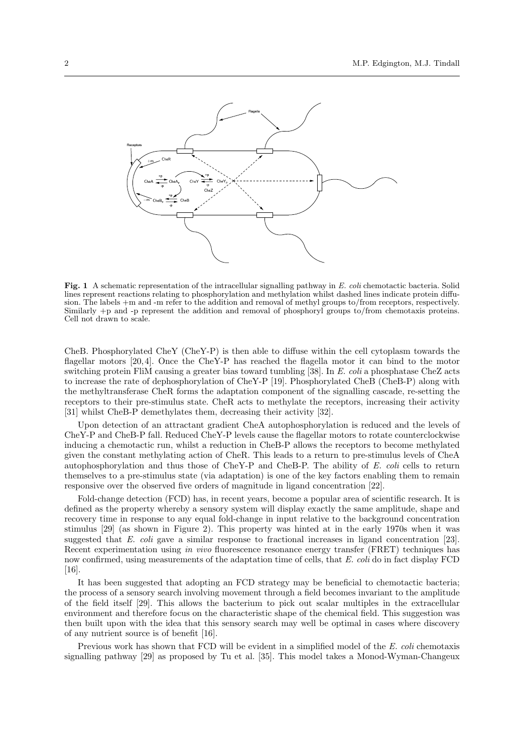**Fig. 1** A schematic representation of the intracellular signalling pathway in *E. coli* chemotactic bacteria. Solid lines represent reactions relating to phosphorylation and methylation whilst dashed lines indicate protein diffusion. The labels +m and -m refer to the addition and removal of methyl groups to/from receptors, respectively. Similarly +p and -p represent the addition and removal of phosphoryl groups to/from chemotaxis proteins. Cell not drawn to scale.

CheB. Phosphorylated CheY (CheY-P) is then able to diffuse within the cell cytoplasm towards the flagellar motors [20, 4]. Once the CheY-P has reached the flagella motor it can bind to the motor switching protein FliM causing a greater bias toward tumbling [38]. In *E. coli* a phosphatase CheZ acts to increase the rate of dephosphorylation of CheY-P [19]. Phosphorylated CheB (CheB-P) along with the methyltransferase CheR forms the adaptation component of the signalling cascade, re-setting the receptors to their pre-stimulus state. CheR acts to methylate the receptors, increasing their activity [31] whilst CheB-P demethylates them, decreasing their activity [32].

Upon detection of an attractant gradient CheA autophosphorylation is reduced and the levels of CheY-P and CheB-P fall. Reduced CheY-P levels cause the flagellar motors to rotate counterclockwise inducing a chemotactic run, whilst a reduction in CheB-P allows the receptors to become methylated given the constant methylating action of CheR. This leads to a return to pre-stimulus levels of CheA autophosphorylation and thus those of CheY-P and CheB-P. The ability of *E. coli* cells to return themselves to a pre-stimulus state (via adaptation) is one of the key factors enabling them to remain responsive over the observed five orders of magnitude in ligand concentration [22].

Fold-change detection (FCD) has, in recent years, become a popular area of scientific research. It is defined as the property whereby a sensory system will display exactly the same amplitude, shape and recovery time in response to any equal fold-change in input relative to the background concentration stimulus [29] (as shown in Figure 2). This property was hinted at in the early 1970s when it was suggested that *E. coli* gave a similar response to fractional increases in ligand concentration [23]. Recent experimentation using *in vivo* fluorescence resonance energy transfer (FRET) techniques has now confirmed, using measurements of the adaptation time of cells, that *E. coli* do in fact display FCD [16].

It has been suggested that adopting an FCD strategy may be beneficial to chemotactic bacteria; the process of a sensory search involving movement through a field becomes invariant to the amplitude of the field itself [29]. This allows the bacterium to pick out scalar multiples in the extracellular environment and therefore focus on the characteristic shape of the chemical field. This suggestion was then built upon with the idea that this sensory search may well be optimal in cases where discovery of any nutrient source is of benefit [16].

Previous work has shown that FCD will be evident in a simplified model of the *E. coli* chemotaxis signalling pathway [29] as proposed by Tu et al. [35]. This model takes a Monod-Wyman-Changeux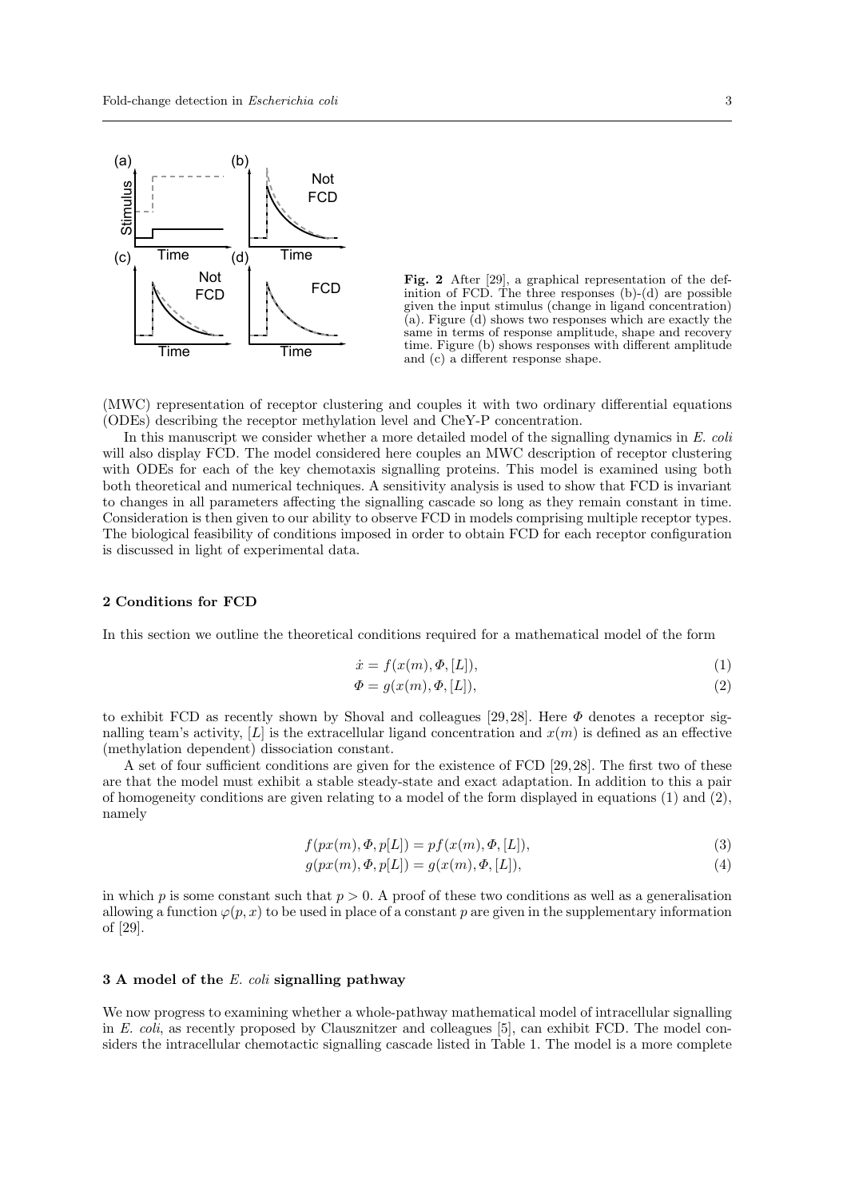Fig. 2 After [29], a graphical representation of the definition of FCD. The three responses (b)-(d) are possible given the input stimulus (change in ligand concentration) (a). Figure (d) shows two responses which are exactly the same in terms of response amplitude, shape and recovery time. Figure (b) shows responses with different amplitude and (c) a different response shape.

(MWC) representation of receptor clustering and couples it with two ordinary differential equations (ODEs) describing the receptor methylation level and CheY-P concentration.

In this manuscript we consider whether a more detailed model of the signalling dynamics in *E. coli* will also display FCD. The model considered here couples an MWC description of receptor clustering with ODEs for each of the key chemotaxis signalling proteins. This model is examined using both both theoretical and numerical techniques. A sensitivity analysis is used to show that FCD is invariant to changes in all parameters affecting the signalling cascade so long as they remain constant in time. Consideration is then given to our ability to observe FCD in models comprising multiple receptor types. The biological feasibility of conditions imposed in order to obtain FCD for each receptor configuration is discussed in light of experimental data.

## 2 Conditions for FCD

In this section we outline the theoretical conditions required for a mathematical model of the form

$$\dot{x} = f(x(m), \Phi, [L]), \tag{1}$$

$$\Phi = g(x(m), \Phi, [L]), \tag{2}$$

to exhibit FCD as recently shown by Shoval and colleagues [29,28]. Here $\Phi$ denotes a receptor signalling team's activity, $[L]$ is the extracellular ligand concentration and $x(m)$ is defined as an effective (methylation dependent) dissociation constant.

A set of four sufficient conditions are given for the existence of FCD [29,28]. The first two of these are that the model must exhibit a stable steady-state and exact adaptation. In addition to this a pair of homogeneity conditions are given relating to a model of the form displayed in equations (1) and (2), namely

$$f(px(m), \Phi, p[L]) = pf(x(m), \Phi, [L]), \tag{3}$$

$$g(px(m), \Phi, p[L]) = g(x(m), \Phi, [L]), \tag{4}$$

in which $p$ is some constant such that $p > 0$. A proof of these two conditions as well as a generalisation allowing a function $\varphi(p, x)$ to be used in place of a constant $p$ are given in the supplementary information of [29].

## 3 A model of the *E. coli* signalling pathway

We now progress to examining whether a whole-pathway mathematical model of intracellular signalling in *E. coli*, as recently proposed by Clausznitzer and colleagues [5], can exhibit FCD. The model considers the intracellular chemotactic signalling cascade listed in Table 1. The model is a more complete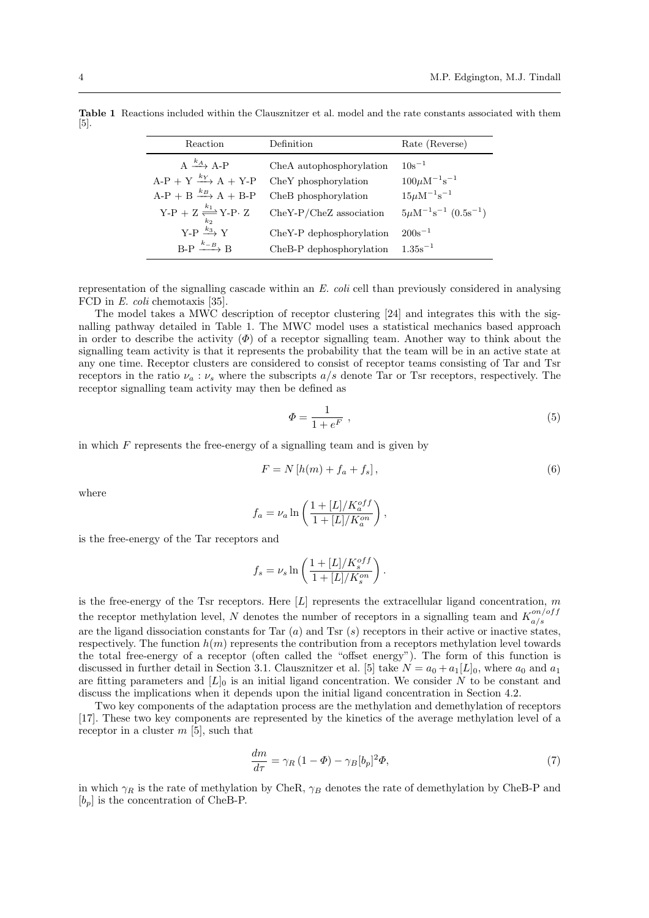**Table 1** Reactions included within the Clausznitzer et al. model and the rate constants associated with them [5].

| Reaction | Definition | Rate (Reverse) |
|---|---|---|
| $A \xrightarrow{k_A} A\text{-}P$ | CheA autophosphorylation | $10\text{s}^{-1}$ |
| $A\text{-}P + Y \xrightarrow{k_Y} A + Y\text{-}P$ | CheY phosphorylation | $100\mu\text{M}^{-1}\text{s}^{-1}$ |
| $A\text{-}P + B \xrightarrow{k_B} A + B\text{-}P$ | CheB phosphorylation | $15\mu\text{M}^{-1}\text{s}^{-1}$ |
| $Y\text{-}P + Z \underset{k_2}{\overset{k_1}{\rightleftharpoons}} Y\text{-}P\cdot Z$ | CheY-P/CheZ association | $5\mu\text{M}^{-1}\text{s}^{-1}$ $(0.5\text{s}^{-1})$ |
| $Y\text{-}P \xrightarrow{k_3} Y$ | CheY-P dephosphorylation | $200\text{s}^{-1}$ |
| $B\text{-}P \xrightarrow{k_{-B}} B$ | CheB-P dephosphorylation | $1.35\text{s}^{-1}$ |

representation of the signalling cascade within an *E. coli* cell than previously considered in analysing FCD in *E. coli* chemotaxis [35].

The model takes a MWC description of receptor clustering [24] and integrates this with the signalling pathway detailed in Table 1. The MWC model uses a statistical mechanics based approach in order to describe the activity ($\Phi$) of a receptor signalling team. Another way to think about the signalling team activity is that it represents the probability that the team will be in an active state at any one time. Receptor clusters are considered to consist of receptor teams consisting of Tar and Tsr receptors in the ratio $\nu_a : \nu_s$ where the subscripts $a/s$ denote Tar or Tsr receptors, respectively. The receptor signalling team activity may then be defined as

$$\Phi = \frac{1}{1 + e^F}\ , \tag{5}$$

in which $F$ represents the free-energy of a signalling team and is given by

$$F = N\left[h(m) + f_a + f_s\right], \tag{6}$$

where

$$f_a = \nu_a \ln\left(\frac{1 + [L]/K_a^{off}}{1 + [L]/K_a^{on}}\right),$$

is the free-energy of the Tar receptors and

$$f_s = \nu_s \ln\left(\frac{1 + [L]/K_s^{off}}{1 + [L]/K_s^{on}}\right).$$

is the free-energy of the Tsr receptors. Here $[L]$ represents the extracellular ligand concentration, $m$ the receptor methylation level, $N$ denotes the number of receptors in a signalling team and $K_{a/s}^{on/off}$ are the ligand dissociation constants for Tar ($a$) and Tsr ($s$) receptors in their active or inactive states, respectively. The function $h(m)$ represents the contribution from a receptors methylation level towards the total free-energy of a receptor (often called the "offset energy"). The form of this function is discussed in further detail in Section 3.1. Clausznitzer et al. [5] take $N = a_0 + a_1[L]_0$, where $a_0$ and $a_1$ are fitting parameters and $[L]_0$ is an initial ligand concentration. We consider $N$ to be constant and discuss the implications when it depends upon the initial ligand concentration in Section 4.2.

Two key components of the adaptation process are the methylation and demethylation of receptors [17]. These two key components are represented by the kinetics of the average methylation level of a receptor in a cluster $m$ [5], such that

$$\frac{dm}{d\tau} = \gamma_R\left(1 - \Phi\right) - \gamma_B[b_p]^2\Phi, \tag{7}$$

in which $\gamma_R$ is the rate of methylation by CheR, $\gamma_B$ denotes the rate of demethylation by CheB-P and $[b_p]$ is the concentration of CheB-P.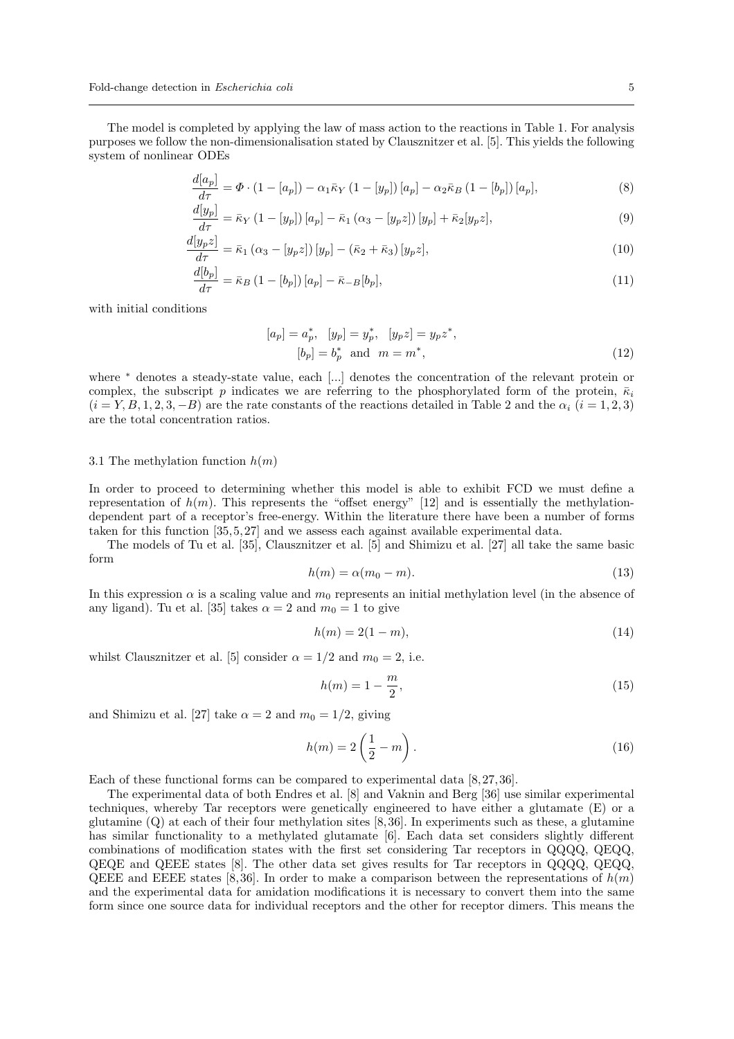The model is completed by applying the law of mass action to the reactions in Table 1. For analysis purposes we follow the non-dimensionalisation stated by Clausznitzer et al. [5]. This yields the following system of nonlinear ODEs

$$\frac{d[a_p]}{d\tau} = \Phi \cdot (1 - [a_p]) - \alpha_1 \bar{\kappa}_Y (1 - [y_p]) [a_p] - \alpha_2 \bar{\kappa}_B (1 - [b_p]) [a_p], \tag{8}$$

$$\frac{d[y_p]}{d\tau} = \bar{\kappa}_Y (1 - [y_p]) [a_p] - \bar{\kappa}_1 (\alpha_3 - [y_p z]) [y_p] + \bar{\kappa}_2 [y_p z], \tag{9}$$

$$\frac{d[y_p z]}{d\tau} = \bar{\kappa}_1 (\alpha_3 - [y_p z]) [y_p] - (\bar{\kappa}_2 + \bar{\kappa}_3) [y_p z], \tag{10}$$

$$\frac{d[b_p]}{d\tau} = \bar{\kappa}_B (1 - [b_p]) [a_p] - \bar{\kappa}_{-B} [b_p], \tag{11}$$

with initial conditions

$$[a_p] = a_p^*, \quad [y_p] = y_p^*, \quad [y_p z] = y_p z^*, \\ [b_p] = b_p^* \text{ and } m = m^*, \tag{12}$$

where $^*$ denotes a steady-state value, each [...] denotes the concentration of the relevant protein or complex, the subscript $p$ indicates we are referring to the phosphorylated form of the protein, $\bar{\kappa}_i$ ($i = Y, B, 1, 2, 3, -B$) are the rate constants of the reactions detailed in Table 2 and the $\alpha_i$ ($i = 1, 2, 3$) are the total concentration ratios.

### 3.1 The methylation function $h(m)$

In order to proceed to determining whether this model is able to exhibit FCD we must define a representation of $h(m)$. This represents the "offset energy" [12] and is essentially the methylation-dependent part of a receptor's free-energy. Within the literature there have been a number of forms taken for this function [35,5,27] and we assess each against available experimental data.

The models of Tu et al. [35], Clausznitzer et al. [5] and Shimizu et al. [27] all take the same basic form

$$h(m) = \alpha(m_0 - m). \tag{13}$$

In this expression $\alpha$ is a scaling value and $m_0$ represents an initial methylation level (in the absence of any ligand). Tu et al. [35] takes $\alpha = 2$ and $m_0 = 1$ to give

$$h(m) = 2(1 - m), \tag{14}$$

whilst Clausznitzer et al. [5] consider $\alpha = 1/2$ and $m_0 = 2$, i.e.

$$h(m) = 1 - \frac{m}{2}, \tag{15}$$

and Shimizu et al. [27] take $\alpha = 2$ and $m_0 = 1/2$, giving

$$h(m) = 2\left(\frac{1}{2} - m\right). \tag{16}$$

Each of these functional forms can be compared to experimental data [8,27,36].

The experimental data of both Endres et al. [8] and Vaknin and Berg [36] use similar experimental techniques, whereby Tar receptors were genetically engineered to have either a glutamate (E) or a glutamine (Q) at each of their four methylation sites [8,36]. In experiments such as these, a glutamine has similar functionality to a methylated glutamate [6]. Each data set considers slightly different combinations of modification states with the first set considering Tar receptors in QQQQ, QEQQ, QEQE and QEEE states [8]. The other data set gives results for Tar receptors in QQQQ, QEQQ, QEEE and EEEE states [8,36]. In order to make a comparison between the representations of $h(m)$ and the experimental data for amidation modifications it is necessary to convert them into the same form since one source data for individual receptors and the other for receptor dimers. This means the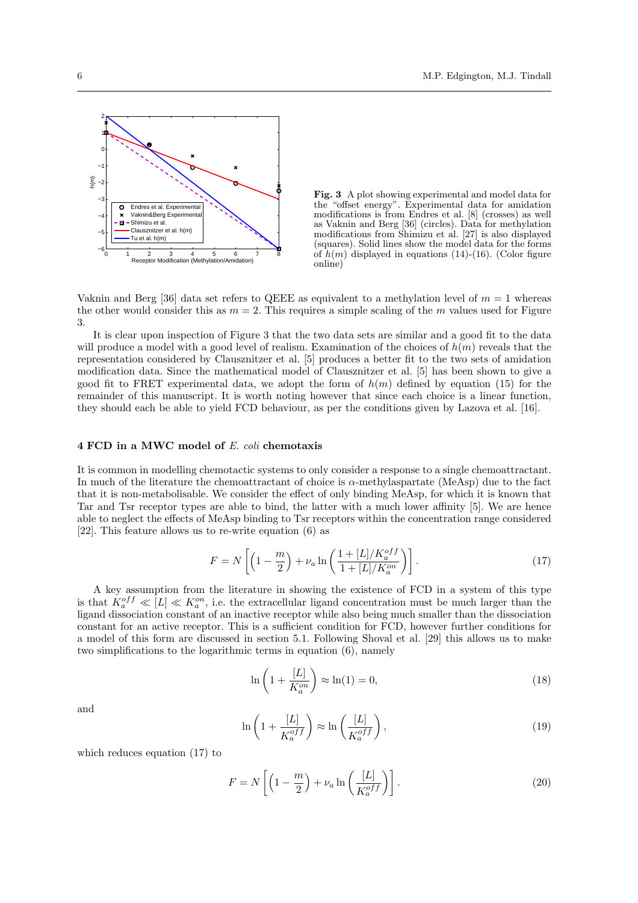**Fig. 3** A plot showing experimental and model data for the "offset energy". Experimental data for amidation modifications is from Endres et al. [8] (crosses) as well as Vaknin and Berg [36] (circles). Data for methylation modifications from Shimizu et al. [27] is also displayed (squares). Solid lines show the model data for the forms of $h(m)$ displayed in equations (14)-(16). (Color figure online)

Vaknin and Berg [36] data set refers to QEEE as equivalent to a methylation level of $m = 1$ whereas the other would consider this as $m = 2$. This requires a simple scaling of the $m$ values used for Figure 3.

It is clear upon inspection of Figure 3 that the two data sets are similar and a good fit to the data will produce a model with a good level of realism. Examination of the choices of $h(m)$ reveals that the representation considered by Clausznitzer et al. [5] produces a better fit to the two sets of amidation modification data. Since the mathematical model of Clausznitzer et al. [5] has been shown to give a good fit to FRET experimental data, we adopt the form of $h(m)$ defined by equation (15) for the remainder of this manuscript. It is worth noting however that since each choice is a linear function, they should each be able to yield FCD behaviour, as per the conditions given by Lazova et al. [16].

## 4 FCD in a MWC model of *E. coli* chemotaxis

It is common in modelling chemotactic systems to only consider a response to a single chemoattractant. In much of the literature the chemoattractant of choice is $\alpha$-methylaspartate (MeAsp) due to the fact that it is non-metabolisable. We consider the effect of only binding MeAsp, for which it is known that Tar and Tsr receptor types are able to bind, the latter with a much lower affinity [5]. We are hence able to neglect the effects of MeAsp binding to Tsr receptors within the concentration range considered [22]. This feature allows us to re-write equation (6) as

$$F = N\left[\left(1 - \frac{m}{2}\right) + \nu_a \ln\left(\frac{1 + [L]/K_a^{off}}{1 + [L]/K_a^{on}}\right)\right]. \tag{17}$$

A key assumption from the literature in showing the existence of FCD in a system of this type is that $K_a^{off} \ll [L] \ll K_a^{on}$, i.e. the extracellular ligand concentration must be much larger than the ligand dissociation constant of an inactive receptor while also being much smaller than the dissociation constant for an active receptor. This is a sufficient condition for FCD, however further conditions for a model of this form are discussed in section 5.1. Following Shoval et al. [29] this allows us to make two simplifications to the logarithmic terms in equation (6), namely

$$\ln\left(1 + \frac{[L]}{K_a^{on}}\right) \approx \ln(1) = 0, \tag{18}$$

and

$$\ln\left(1 + \frac{[L]}{K_a^{off}}\right) \approx \ln\left(\frac{[L]}{K_a^{off}}\right), \tag{19}$$

which reduces equation (17) to

$$F = N\left[\left(1 - \frac{m}{2}\right) + \nu_a \ln\left(\frac{[L]}{K_a^{off}}\right)\right]. \tag{20}$$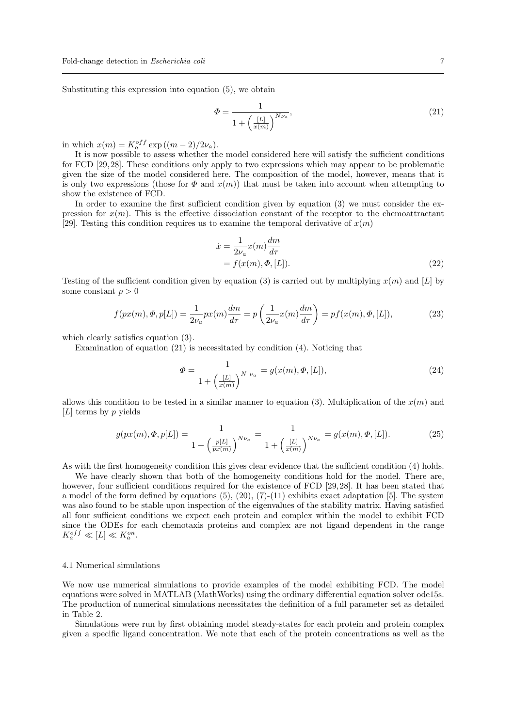Substituting this expression into equation (5), we obtain

$$\Phi = \frac{1}{1 + \left(\frac{[L]}{x(m)}\right)^{N\nu_a}}, \tag{21}$$

in which $x(m) = K_a^{off} \exp\left((m-2)/2\nu_a\right)$.

It is now possible to assess whether the model considered here will satisfy the sufficient conditions for FCD [29,28]. These conditions only apply to two expressions which may appear to be problematic given the size of the model considered here. The composition of the model, however, means that it is only two expressions (those for $\Phi$ and $x(m)$) that must be taken into account when attempting to show the existence of FCD.

In order to examine the first sufficient condition given by equation (3) we must consider the expression for $x(m)$. This is the effective dissociation constant of the receptor to the chemoattractant [29]. Testing this condition requires us to examine the temporal derivative of $x(m)$

$$\begin{aligned}\dot{x} &= \frac{1}{2\nu_a} x(m) \frac{dm}{d\tau} \\ &= f(x(m), \Phi, [L]).\end{aligned} \tag{22}$$

Testing of the sufficient condition given by equation (3) is carried out by multiplying $x(m)$ and $[L]$ by some constant $p > 0$

$$f(px(m), \Phi, p[L]) = \frac{1}{2\nu_a} px(m) \frac{dm}{d\tau} = p\left(\frac{1}{2\nu_a} x(m) \frac{dm}{d\tau}\right) = pf(x(m), \Phi, [L]), \tag{23}$$

which clearly satisfies equation (3).

Examination of equation (21) is necessitated by condition (4). Noticing that

$$\Phi = \frac{1}{1 + \left(\frac{[L]}{x(m)}\right)^{N\ \nu_a}} = g(x(m), \Phi, [L]), \tag{24}$$

allows this condition to be tested in a similar manner to equation (3). Multiplication of the $x(m)$ and $[L]$ terms by $p$ yields

$$g(px(m), \Phi, p[L]) = \frac{1}{1 + \left(\frac{p[L]}{px(m)}\right)^{N\nu_a}} = \frac{1}{1 + \left(\frac{[L]}{x(m)}\right)^{N\nu_a}} = g(x(m), \Phi, [L]). \tag{25}$$

As with the first homogeneity condition this gives clear evidence that the sufficient condition (4) holds.

We have clearly shown that both of the homogeneity conditions hold for the model. There are, however, four sufficient conditions required for the existence of FCD [29,28]. It has been stated that a model of the form defined by equations (5), (20), (7)-(11) exhibits exact adaptation [5]. The system was also found to be stable upon inspection of the eigenvalues of the stability matrix. Having satisfied all four sufficient conditions we expect each protein and complex within the model to exhibit FCD since the ODEs for each chemotaxis proteins and complex are not ligand dependent in the range $K_a^{off} \ll [L] \ll K_a^{on}$.

### 4.1 Numerical simulations

We now use numerical simulations to provide examples of the model exhibiting FCD. The model equations were solved in MATLAB (MathWorks) using the ordinary differential equation solver ode15s. The production of numerical simulations necessitates the definition of a full parameter set as detailed in Table 2.

Simulations were run by first obtaining model steady-states for each protein and protein complex given a specific ligand concentration. We note that each of the protein concentrations as well as the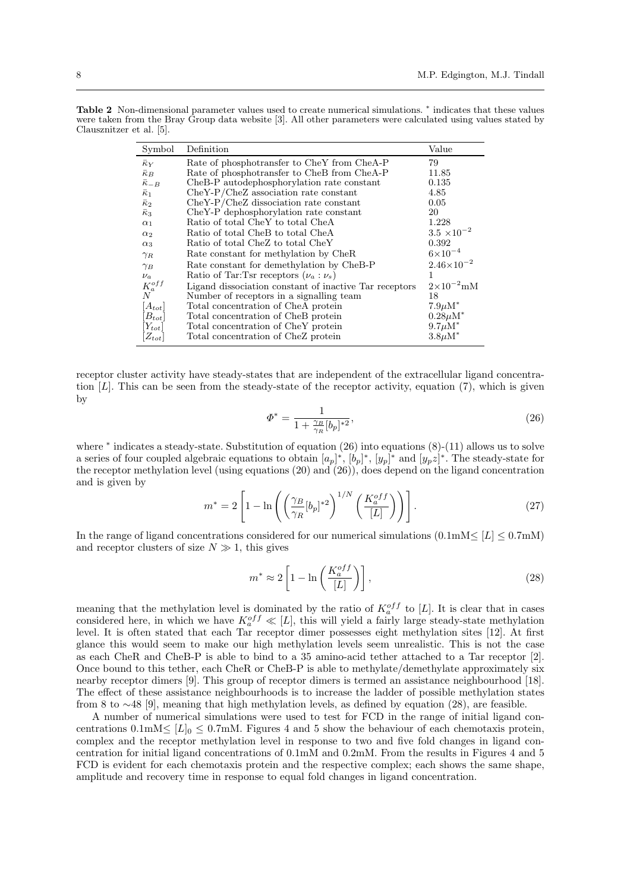**Table 2** Non-dimensional parameter values used to create numerical simulations. * indicates that these values were taken from the Bray Group data website [3]. All other parameters were calculated using values stated by Clausznitzer et al. [5].

| Symbol | Definition | Value |
|---|---|---|
| $\bar{\kappa}_Y$ | Rate of phosphotransfer to CheY from CheA-P | 79 |
| $\bar{\kappa}_B$ | Rate of phosphotransfer to CheB from CheA-P | 11.85 |
| $\bar{\kappa}_{-B}$ | CheB-P autodephosphorylation rate constant | 0.135 |
| $\bar{\kappa}_1$ | CheY-P/CheZ association rate constant | 4.85 |
| $\bar{\kappa}_2$ | CheY-P/CheZ dissociation rate constant | 0.05 |
| $\bar{\kappa}_3$ | CheY-P dephosphorylation rate constant | 20 |
| $\alpha_1$ | Ratio of total CheY to total CheA | 1.228 |
| $\alpha_2$ | Ratio of total CheB to total CheA | $3.5\times10^{-2}$ |
| $\alpha_3$ | Ratio of total CheZ to total CheY | 0.392 |
| $\gamma_R$ | Rate constant for methylation by CheR | $6\times10^{-4}$ |
| $\gamma_B$ | Rate constant for demethylation by CheB-P | $2.46\times10^{-2}$ |
| $\nu_a$ | Ratio of Tar:Tsr receptors ($\nu_a : \nu_s$) | 1 |
| $K_a^{off}$ | Ligand dissociation constant of inactive Tar receptors | $2\times10^{-2}$mM |
| $N$ | Number of receptors in a signalling team | 18 |
| $[A_{tot}]$ | Total concentration of CheA protein | $7.9\mu$M* |
| $[B_{tot}]$ | Total concentration of CheB protein | $0.28\mu$M* |
| $[Y_{tot}]$ | Total concentration of CheY protein | $9.7\mu$M* |
| $[Z_{tot}]$ | Total concentration of CheZ protein | $3.8\mu$M* |

receptor cluster activity have steady-states that are independent of the extracellular ligand concentration $[L]$. This can be seen from the steady-state of the receptor activity, equation (7), which is given by

$$\Phi^* = \frac{1}{1 + \frac{\gamma_B}{\gamma_R}[b_p]^{*2}}, \tag{26}$$

where * indicates a steady-state. Substitution of equation (26) into equations (8)-(11) allows us to solve a series of four coupled algebraic equations to obtain $[a_p]^*$, $[b_p]^*$, $[y_p]^*$ and $[y_p z]^*$. The steady-state for the receptor methylation level (using equations (20) and (26)), does depend on the ligand concentration and is given by

$$m^* = 2\left[1 - \ln\left(\left(\frac{\gamma_B}{\gamma_R}[b_p]^{*2}\right)^{1/N}\left(\frac{K_a^{off}}{[L]}\right)\right)\right]. \tag{27}$$

In the range of ligand concentrations considered for our numerical simulations (0.1mM$\leq [L] \leq$ 0.7mM) and receptor clusters of size $N \gg 1$, this gives

$$m^* \approx 2\left[1 - \ln\left(\frac{K_a^{off}}{[L]}\right)\right], \tag{28}$$

meaning that the methylation level is dominated by the ratio of $K_a^{off}$ to $[L]$. It is clear that in cases considered here, in which we have $K_a^{off} \ll [L]$, this will yield a fairly large steady-state methylation level. It is often stated that each Tar receptor dimer possesses eight methylation sites [12]. At first glance this would seem to make our high methylation levels seem unrealistic. This is not the case as each CheR and CheB-P is able to bind to a 35 amino-acid tether attached to a Tar receptor [2]. Once bound to this tether, each CheR or CheB-P is able to methylate/demethylate approximately six nearby receptor dimers [9]. This group of receptor dimers is termed an assistance neighbourhood [18]. The effect of these assistance neighbourhoods is to increase the ladder of possible methylation states from 8 to ∼48 [9], meaning that high methylation levels, as defined by equation (28), are feasible.

A number of numerical simulations were used to test for FCD in the range of initial ligand concentrations 0.1mM$\leq [L]_0 \leq$ 0.7mM. Figures 4 and 5 show the behaviour of each chemotaxis protein, complex and the receptor methylation level in response to two and five fold changes in ligand concentration for initial ligand concentrations of 0.1mM and 0.2mM. From the results in Figures 4 and 5 FCD is evident for each chemotaxis protein and the respective complex; each shows the same shape, amplitude and recovery time in response to equal fold changes in ligand concentration.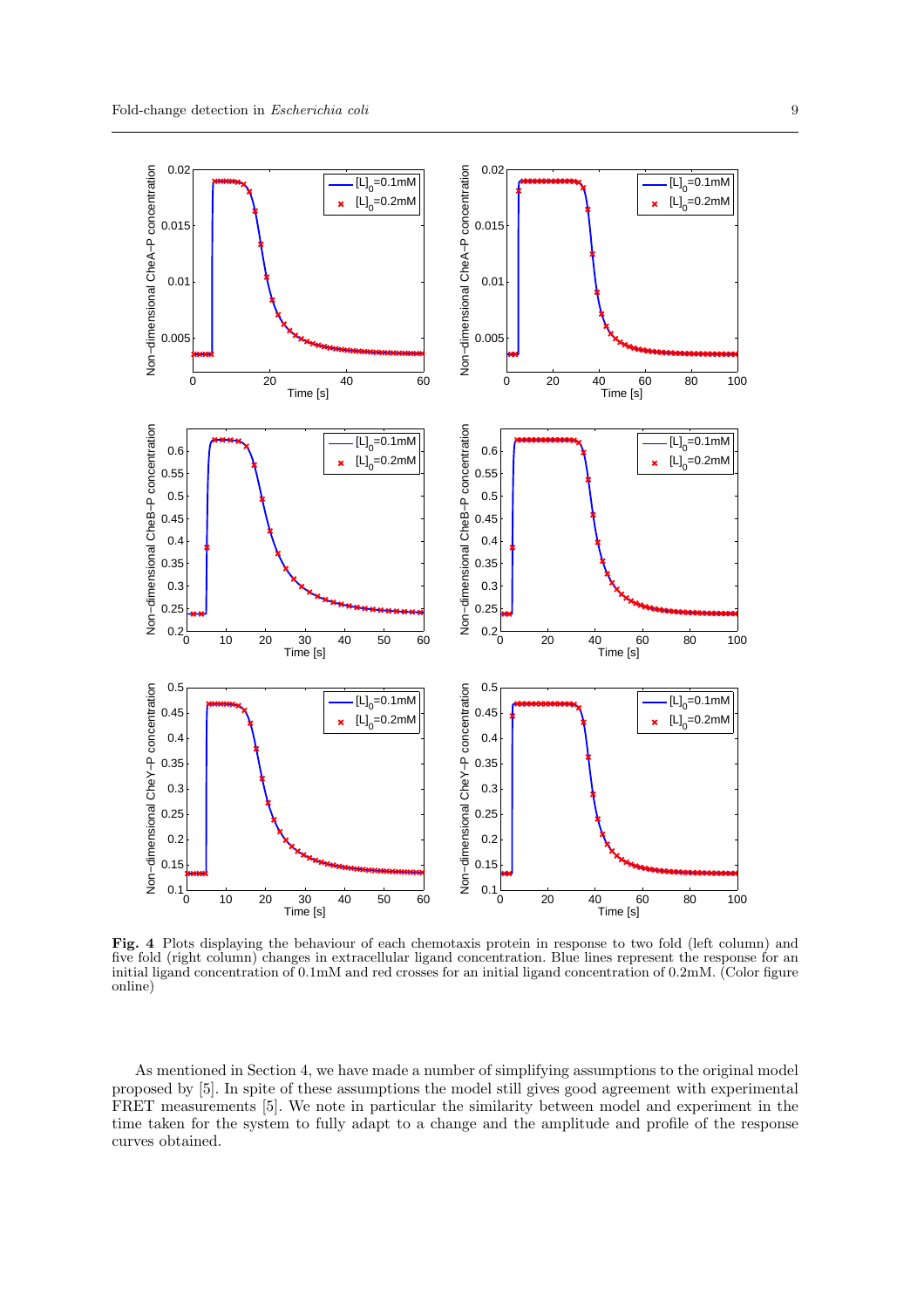**Fig. 4** Plots displaying the behaviour of each chemotaxis protein in response to two fold (left column) and five fold (right column) changes in extracellular ligand concentration. Blue lines represent the response for an initial ligand concentration of 0.1mM and red crosses for an initial ligand concentration of 0.2mM. (Color figure online)

As mentioned in Section 4, we have made a number of simplifying assumptions to the original model proposed by [5]. In spite of these assumptions the model still gives good agreement with experimental FRET measurements [5]. We note in particular the similarity between model and experiment in the time taken for the system to fully adapt to a change and the amplitude and profile of the response curves obtained.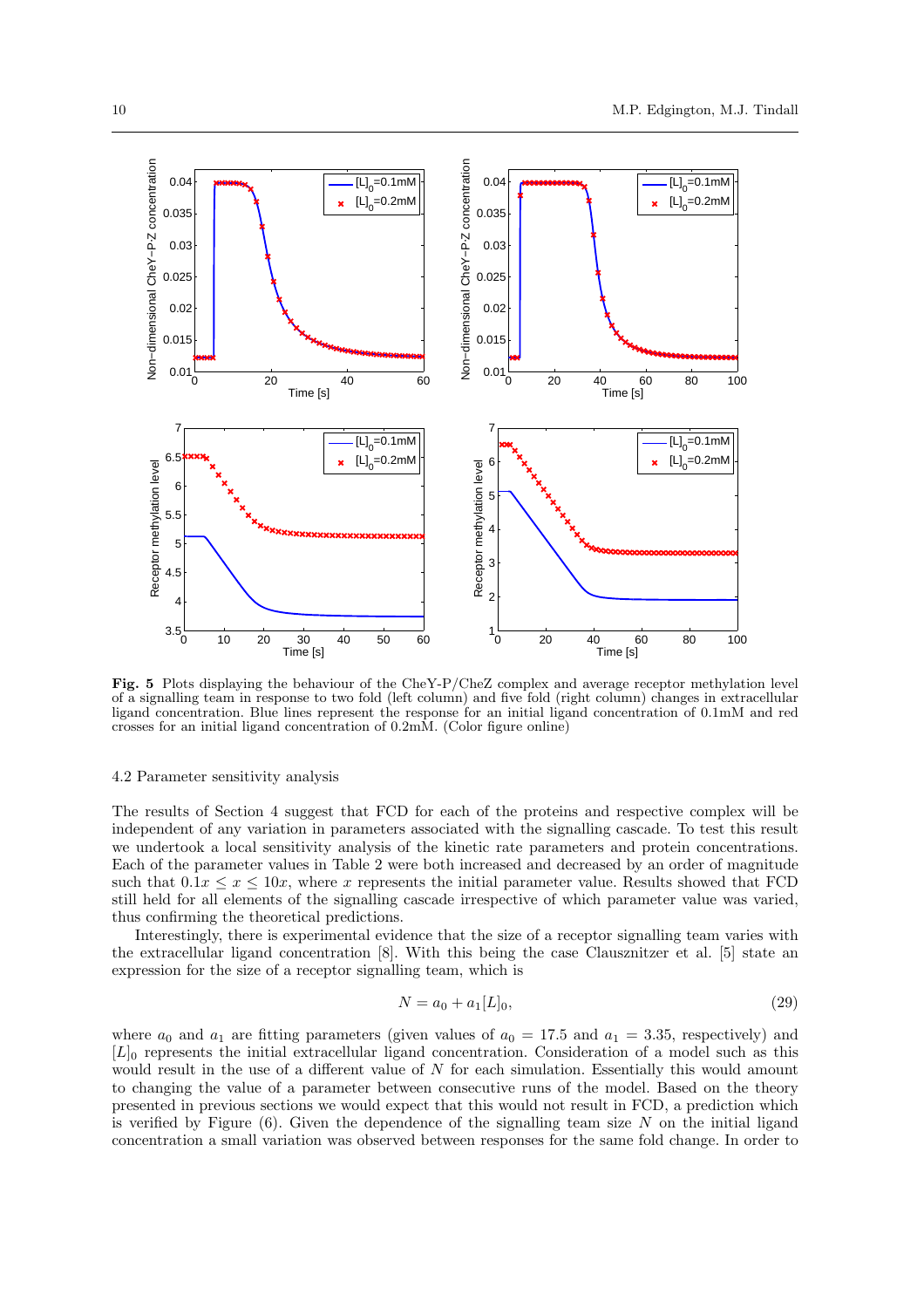**Fig. 5** Plots displaying the behaviour of the CheY-P/CheZ complex and average receptor methylation level of a signalling team in response to two fold (left column) and five fold (right column) changes in extracellular ligand concentration. Blue lines represent the response for an initial ligand concentration of 0.1mM and red crosses for an initial ligand concentration of 0.2mM. (Color figure online)

### 4.2 Parameter sensitivity analysis

The results of Section 4 suggest that FCD for each of the proteins and respective complex will be independent of any variation in parameters associated with the signalling cascade. To test this result we undertook a local sensitivity analysis of the kinetic rate parameters and protein concentrations. Each of the parameter values in Table 2 were both increased and decreased by an order of magnitude such that $0.1x \leq x \leq 10x$, where $x$ represents the initial parameter value. Results showed that FCD still held for all elements of the signalling cascade irrespective of which parameter value was varied, thus confirming the theoretical predictions.

Interestingly, there is experimental evidence that the size of a receptor signalling team varies with the extracellular ligand concentration [8]. With this being the case Clausznitzer et al. [5] state an expression for the size of a receptor signalling team, which is

$$N = a_0 + a_1[L]_0, \tag{29}$$

where $a_0$ and $a_1$ are fitting parameters (given values of $a_0 = 17.5$ and $a_1 = 3.35$, respectively) and $[L]_0$ represents the initial extracellular ligand concentration. Consideration of a model such as this would result in the use of a different value of $N$ for each simulation. Essentially this would amount to changing the value of a parameter between consecutive runs of the model. Based on the theory presented in previous sections we would expect that this would not result in FCD, a prediction which is verified by Figure (6). Given the dependence of the signalling team size $N$ on the initial ligand concentration a small variation was observed between responses for the same fold change. In order to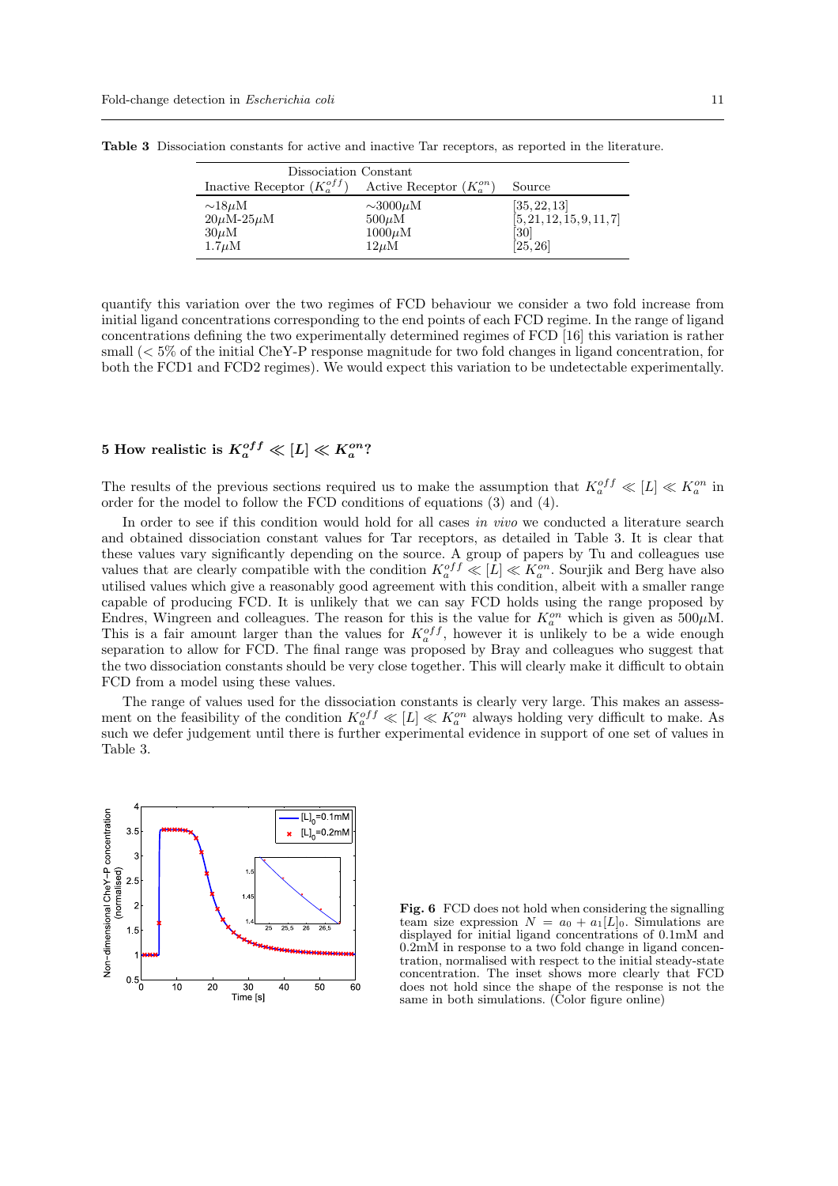**Table 3** Dissociation constants for active and inactive Tar receptors, as reported in the literature.

| Dissociation Constant | | |
|---|---|---|
| Inactive Receptor ($K_a^{off}$) | Active Receptor ($K_a^{on}$) | Source |
| $\sim$18$\mu$M | $\sim$3000$\mu$M | [35, 22, 13] |
| 20$\mu$M-25$\mu$M | 500$\mu$M | [5, 21, 12, 15, 9, 11, 7] |
| 30$\mu$M | 1000$\mu$M | [30] |
| 1.7$\mu$M | 12$\mu$M | [25, 26] |

quantify this variation over the two regimes of FCD behaviour we consider a two fold increase from initial ligand concentrations corresponding to the end points of each FCD regime. In the range of ligand concentrations defining the two experimentally determined regimes of FCD [16] this variation is rather small (< 5% of the initial CheY-P response magnitude for two fold changes in ligand concentration, for both the FCD1 and FCD2 regimes). We would expect this variation to be undetectable experimentally.

## 5 How realistic is $K_a^{off} \ll [L] \ll K_a^{on}$?

The results of the previous sections required us to make the assumption that $K_a^{off} \ll [L] \ll K_a^{on}$ in order for the model to follow the FCD conditions of equations (3) and (4).

In order to see if this condition would hold for all cases *in vivo* we conducted a literature search and obtained dissociation constant values for Tar receptors, as detailed in Table 3. It is clear that these values vary significantly depending on the source. A group of papers by Tu and colleagues use values that are clearly compatible with the condition $K_a^{off} \ll [L] \ll K_a^{on}$. Sourjik and Berg have also utilised values which give a reasonably good agreement with this condition, albeit with a smaller range capable of producing FCD. It is unlikely that we can say FCD holds using the range proposed by Endres, Wingreen and colleagues. The reason for this is the value for $K_a^{on}$ which is given as 500$\mu$M. This is a fair amount larger than the values for $K_a^{off}$, however it is unlikely to be a wide enough separation to allow for FCD. The final range was proposed by Bray and colleagues who suggest that the two dissociation constants should be very close together. This will clearly make it difficult to obtain FCD from a model using these values.

The range of values used for the dissociation constants is clearly very large. This makes an assessment on the feasibility of the condition $K_a^{off} \ll [L] \ll K_a^{on}$ always holding very difficult to make. As such we defer judgement until there is further experimental evidence in support of one set of values in Table 3.

**Fig. 6** FCD does not hold when considering the signalling team size expression $N = a_0 + a_1[L]_0$. Simulations are displayed for initial ligand concentrations of 0.1mM and 0.2mM in response to a two fold change in ligand concentration, normalised with respect to the initial steady-state concentration. The inset shows more clearly that FCD does not hold since the shape of the response is not the same in both simulations. (Color figure online)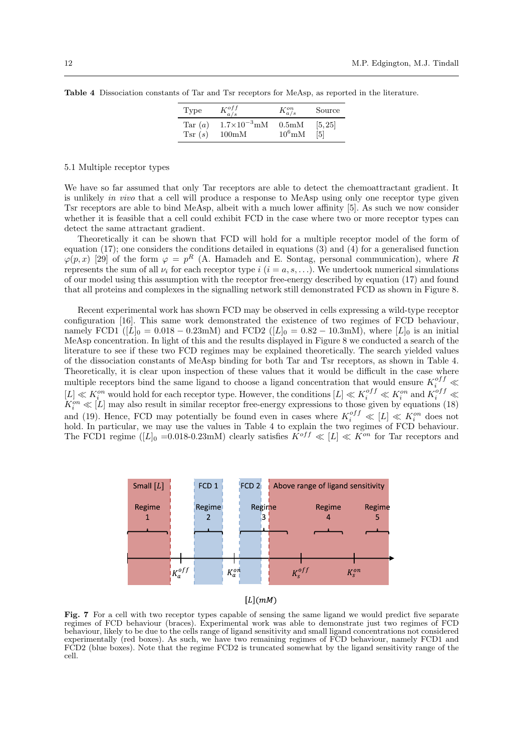**Table 4** Dissociation constants of Tar and Tsr receptors for MeAsp, as reported in the literature.

| Type | $K^{off}_{a/s}$ | $K^{on}_{a/s}$ | Source |
|---|---|---|---|
| Tar ($a$) | $1.7 \times 10^{-3}$mM | 0.5mM | [5, 25] |
| Tsr ($s$) | 100mM | $10^6$mM | [5] |

### 5.1 Multiple receptor types

We have so far assumed that only Tar receptors are able to detect the chemoattractant gradient. It is unlikely *in vivo* that a cell will produce a response to MeAsp using only one receptor type given Tsr receptors are able to bind MeAsp, albeit with a much lower affinity [5]. As such we now consider whether it is feasible that a cell could exhibit FCD in the case where two or more receptor types can detect the same attractant gradient.

Theoretically it can be shown that FCD will hold for a multiple receptor model of the form of equation (17); one considers the conditions detailed in equations (3) and (4) for a generalised function $\varphi(p, x)$ [29] of the form $\varphi = p^R$ (A. Hamadeh and E. Sontag, personal communication), where $R$ represents the sum of all $\nu_i$ for each receptor type $i$ ($i = a, s, \ldots$). We undertook numerical simulations of our model using this assumption with the receptor free-energy described by equation (17) and found that all proteins and complexes in the signalling network still demonstrated FCD as shown in Figure 8.

Recent experimental work has shown FCD may be observed in cells expressing a wild-type receptor configuration [16]. This same work demonstrated the existence of two regimes of FCD behaviour, namely FCD1 ($[L]_0 = 0.018 - 0.23$mM) and FCD2 ($[L]_0 = 0.82 - 10.3$mM), where $[L]_0$ is an initial MeAsp concentration. In light of this and the results displayed in Figure 8 we conducted a search of the literature to see if these two FCD regimes may be explained theoretically. The search yielded values of the dissociation constants of MeAsp binding for both Tar and Tsr receptors, as shown in Table 4. Theoretically, it is clear upon inspection of these values that it would be difficult in the case where multiple receptors bind the same ligand to choose a ligand concentration that would ensure $K^{off}_i \ll [L] \ll K^{on}_i$ would hold for each receptor type. However, the conditions $[L] \ll K^{off}_i \ll K^{on}_i$ and $K^{off}_i \ll K^{on}_i \ll [L]$ may also result in similar receptor free-energy expressions to those given by equations (18) and (19). Hence, FCD may potentially be found even in cases where $K^{off}_i \ll [L] \ll K^{on}_i$ does not hold. In particular, we may use the values in Table 4 to explain the two regimes of FCD behaviour. The FCD1 regime ($[L]_0$ =0.018-0.23mM) clearly satisfies $K^{off} \ll [L] \ll K^{on}$ for Tar receptors and

**Fig. 7** For a cell with two receptor types capable of sensing the same ligand we would predict five separate regimes of FCD behaviour (braces). Experimental work was able to demonstrate just two regimes of FCD behaviour, likely to be due to the cells range of ligand sensitivity and small ligand concentrations not considered experimentally (red boxes). As such, we have two remaining regimes of FCD behaviour, namely FCD1 and FCD2 (blue boxes). Note that the regime FCD2 is truncated somewhat by the ligand sensitivity range of the cell.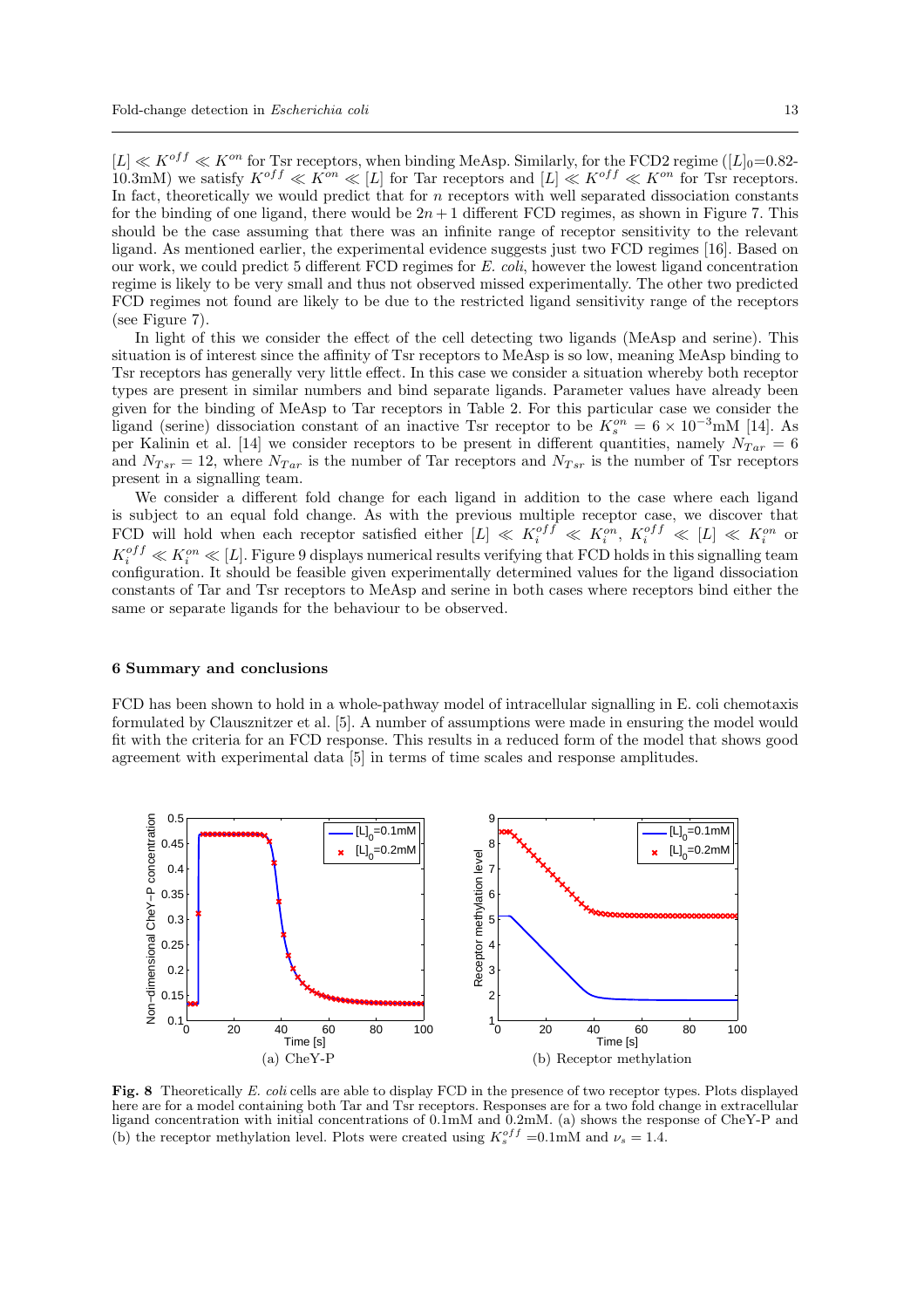$[L] \ll K^{off} \ll K^{on}$ for Tsr receptors, when binding MeAsp. Similarly, for the FCD2 regime ($[L]_0$=0.82-10.3mM) we satisfy $K^{off} \ll K^{on} \ll [L]$ for Tar receptors and $[L] \ll K^{off} \ll K^{on}$ for Tsr receptors. In fact, theoretically we would predict that for $n$ receptors with well separated dissociation constants for the binding of one ligand, there would be $2n+1$ different FCD regimes, as shown in Figure 7. This should be the case assuming that there was an infinite range of receptor sensitivity to the relevant ligand. As mentioned earlier, the experimental evidence suggests just two FCD regimes [16]. Based on our work, we could predict 5 different FCD regimes for *E. coli*, however the lowest ligand concentration regime is likely to be very small and thus not observed missed experimentally. The other two predicted FCD regimes not found are likely to be due to the restricted ligand sensitivity range of the receptors (see Figure 7).

In light of this we consider the effect of the cell detecting two ligands (MeAsp and serine). This situation is of interest since the affinity of Tsr receptors to MeAsp is so low, meaning MeAsp binding to Tsr receptors has generally very little effect. In this case we consider a situation whereby both receptor types are present in similar numbers and bind separate ligands. Parameter values have already been given for the binding of MeAsp to Tar receptors in Table 2. For this particular case we consider the ligand (serine) dissociation constant of an inactive Tsr receptor to be $K_s^{on} = 6 \times 10^{-3}$mM [14]. As per Kalinin et al. [14] we consider receptors to be present in different quantities, namely $N_{Tar} = 6$ and $N_{Tsr} = 12$, where $N_{Tar}$ is the number of Tar receptors and $N_{Tsr}$ is the number of Tsr receptors present in a signalling team.

We consider a different fold change for each ligand in addition to the case where each ligand is subject to an equal fold change. As with the previous multiple receptor case, we discover that FCD will hold when each receptor satisfied either $[L] \ll K_i^{off} \ll K_i^{on}$, $K_i^{off} \ll [L] \ll K_i^{on}$ or $K_i^{off} \ll K_i^{on} \ll [L]$. Figure 9 displays numerical results verifying that FCD holds in this signalling team configuration. It should be feasible given experimentally determined values for the ligand dissociation constants of Tar and Tsr receptors to MeAsp and serine in both cases where receptors bind either the same or separate ligands for the behaviour to be observed.

## 6 Summary and conclusions

FCD has been shown to hold in a whole-pathway model of intracellular signalling in E. coli chemotaxis formulated by Clausznitzer et al. [5]. A number of assumptions were made in ensuring the model would fit with the criteria for an FCD response. This results in a reduced form of the model that shows good agreement with experimental data [5] in terms of time scales and response amplitudes.

(a) CheY-P

(b) Receptor methylation

**Fig. 8** Theoretically *E. coli* cells are able to display FCD in the presence of two receptor types. Plots displayed here are for a model containing both Tar and Tsr receptors. Responses are for a two fold change in extracellular ligand concentration with initial concentrations of 0.1mM and 0.2mM. (a) shows the response of CheY-P and (b) the receptor methylation level. Plots were created using $K_s^{off}$ =0.1mM and $\nu_s = 1.4$.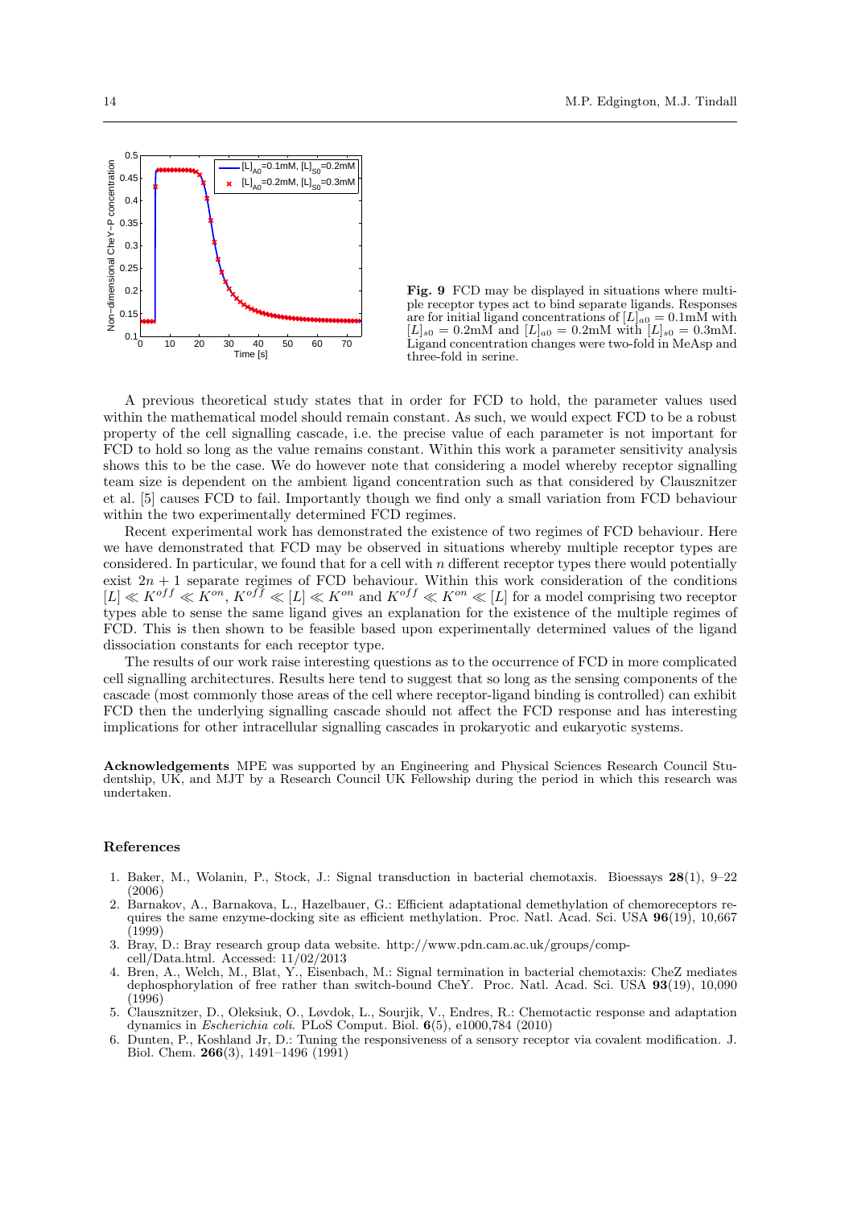**Fig. 9** FCD may be displayed in situations where multiple receptor types act to bind separate ligands. Responses are for initial ligand concentrations of $[L]_{a0} = 0.1$mM with $[L]_{s0} = 0.2$mM and $[L]_{a0} = 0.2$mM with $[L]_{s0} = 0.3$mM. Ligand concentration changes were two-fold in MeAsp and three-fold in serine.

A previous theoretical study states that in order for FCD to hold, the parameter values used within the mathematical model should remain constant. As such, we would expect FCD to be a robust property of the cell signalling cascade, i.e. the precise value of each parameter is not important for FCD to hold so long as the value remains constant. Within this work a parameter sensitivity analysis shows this to be the case. We do however note that considering a model whereby receptor signalling team size is dependent on the ambient ligand concentration such as that considered by Clausznitzer et al. [5] causes FCD to fail. Importantly though we find only a small variation from FCD behaviour within the two experimentally determined FCD regimes.

Recent experimental work has demonstrated the existence of two regimes of FCD behaviour. Here we have demonstrated that FCD may be observed in situations whereby multiple receptor types are considered. In particular, we found that for a cell with $n$ different receptor types there would potentially exist $2n + 1$ separate regimes of FCD behaviour. Within this work consideration of the conditions $[L] \ll K^{off} \ll K^{on}$, $K^{off} \ll [L] \ll K^{on}$ and $K^{off} \ll K^{on} \ll [L]$ for a model comprising two receptor types able to sense the same ligand gives an explanation for the existence of the multiple regimes of FCD. This is then shown to be feasible based upon experimentally determined values of the ligand dissociation constants for each receptor type.

The results of our work raise interesting questions as to the occurrence of FCD in more complicated cell signalling architectures. Results here tend to suggest that so long as the sensing components of the cascade (most commonly those areas of the cell where receptor-ligand binding is controlled) can exhibit FCD then the underlying signalling cascade should not affect the FCD response and has interesting implications for other intracellular signalling cascades in prokaryotic and eukaryotic systems.

**Acknowledgements** MPE was supported by an Engineering and Physical Sciences Research Council Studentship, UK, and MJT by a Research Council UK Fellowship during the period in which this research was undertaken.

## References

1. Baker, M., Wolanin, P., Stock, J.: Signal transduction in bacterial chemotaxis. Bioessays **28**(1), 9–22 (2006)
2. Barnakov, A., Barnakova, L., Hazelbauer, G.: Efficient adaptational demethylation of chemoreceptors requires the same enzyme-docking site as efficient methylation. Proc. Natl. Acad. Sci. USA **96**(19), 10,667 (1999)
3. Bray, D.: Bray research group data website. http://www.pdn.cam.ac.uk/groups/comp-cell/Data.html. Accessed: 11/02/2013
4. Bren, A., Welch, M., Blat, Y., Eisenbach, M.: Signal termination in bacterial chemotaxis: CheZ mediates dephosphorylation of free rather than switch-bound CheY. Proc. Natl. Acad. Sci. USA **93**(19), 10,090 (1996)
5. Clausznitzer, D., Oleksiuk, O., Løvdok, L., Sourjik, V., Endres, R.: Chemotactic response and adaptation dynamics in *Escherichia coli*. PLoS Comput. Biol. **6**(5), e1000,784 (2010)
6. Dunten, P., Koshland Jr, D.: Tuning the responsiveness of a sensory receptor via covalent modification. J. Biol. Chem. **266**(3), 1491–1496 (1991)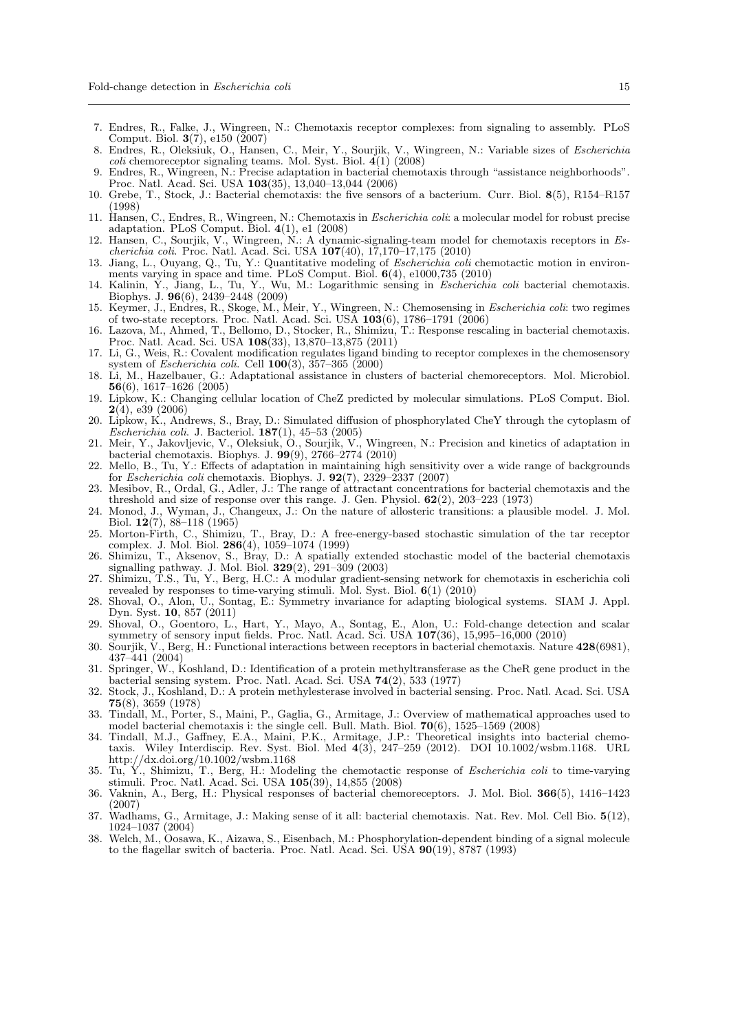7. Endres, R., Falke, J., Wingreen, N.: Chemotaxis receptor complexes: from signaling to assembly. PLoS Comput. Biol. **3**(7), e150 (2007)
8. Endres, R., Oleksiuk, O., Hansen, C., Meir, Y., Sourjik, V., Wingreen, N.: Variable sizes of *Escherichia coli* chemoreceptor signaling teams. Mol. Syst. Biol. **4**(1) (2008)
9. Endres, R., Wingreen, N.: Precise adaptation in bacterial chemotaxis through "assistance neighborhoods". Proc. Natl. Acad. Sci. USA **103**(35), 13,040–13,044 (2006)
10. Grebe, T., Stock, J.: Bacterial chemotaxis: the five sensors of a bacterium. Curr. Biol. **8**(5), R154–R157 (1998)
11. Hansen, C., Endres, R., Wingreen, N.: Chemotaxis in *Escherichia coli*: a molecular model for robust precise adaptation. PLoS Comput. Biol. **4**(1), e1 (2008)
12. Hansen, C., Sourjik, V., Wingreen, N.: A dynamic-signaling-team model for chemotaxis receptors in *Escherichia coli*. Proc. Natl. Acad. Sci. USA **107**(40), 17,170–17,175 (2010)
13. Jiang, L., Ouyang, Q., Tu, Y.: Quantitative modeling of *Escherichia coli* chemotactic motion in environments varying in space and time. PLoS Comput. Biol. **6**(4), e1000,735 (2010)
14. Kalinin, Y., Jiang, L., Tu, Y., Wu, M.: Logarithmic sensing in *Escherichia coli* bacterial chemotaxis. Biophys. J. **96**(6), 2439–2448 (2009)
15. Keymer, J., Endres, R., Skoge, M., Meir, Y., Wingreen, N.: Chemosensing in *Escherichia coli*: two regimes of two-state receptors. Proc. Natl. Acad. Sci. USA **103**(6), 1786–1791 (2006)
16. Lazova, M., Ahmed, T., Bellomo, D., Stocker, R., Shimizu, T.: Response rescaling in bacterial chemotaxis. Proc. Natl. Acad. Sci. USA **108**(33), 13,870–13,875 (2011)
17. Li, G., Weis, R.: Covalent modification regulates ligand binding to receptor complexes in the chemosensory system of *Escherichia coli*. Cell **100**(3), 357–365 (2000)
18. Li, M., Hazelbauer, G.: Adaptational assistance in clusters of bacterial chemoreceptors. Mol. Microbiol. **56**(6), 1617–1626 (2005)
19. Lipkow, K.: Changing cellular location of CheZ predicted by molecular simulations. PLoS Comput. Biol. **2**(4), e39 (2006)
20. Lipkow, K., Andrews, S., Bray, D.: Simulated diffusion of phosphorylated CheY through the cytoplasm of *Escherichia coli*. J. Bacteriol. **187**(1), 45–53 (2005)
21. Meir, Y., Jakovljevic, V., Oleksiuk, O., Sourjik, V., Wingreen, N.: Precision and kinetics of adaptation in bacterial chemotaxis. Biophys. J. **99**(9), 2766–2774 (2010)
22. Mello, B., Tu, Y.: Effects of adaptation in maintaining high sensitivity over a wide range of backgrounds for *Escherichia coli* chemotaxis. Biophys. J. **92**(7), 2329–2337 (2007)
23. Mesibov, R., Ordal, G., Adler, J.: The range of attractant concentrations for bacterial chemotaxis and the threshold and size of response over this range. J. Gen. Physiol. **62**(2), 203–223 (1973)
24. Monod, J., Wyman, J., Changeux, J.: On the nature of allosteric transitions: a plausible model. J. Mol. Biol. **12**(7), 88–118 (1965)
25. Morton-Firth, C., Shimizu, T., Bray, D.: A free-energy-based stochastic simulation of the tar receptor complex. J. Mol. Biol. **286**(4), 1059–1074 (1999)
26. Shimizu, T., Aksenov, S., Bray, D.: A spatially extended stochastic model of the bacterial chemotaxis signalling pathway. J. Mol. Biol. **329**(2), 291–309 (2003)
27. Shimizu, T.S., Tu, Y., Berg, H.C.: A modular gradient-sensing network for chemotaxis in escherichia coli revealed by responses to time-varying stimuli. Mol. Syst. Biol. **6**(1) (2010)
28. Shoval, O., Alon, U., Sontag, E.: Symmetry invariance for adapting biological systems. SIAM J. Appl. Dyn. Syst. **10**, 857 (2011)
29. Shoval, O., Goentoro, L., Hart, Y., Mayo, A., Sontag, E., Alon, U.: Fold-change detection and scalar symmetry of sensory input fields. Proc. Natl. Acad. Sci. USA **107**(36), 15,995–16,000 (2010)
30. Sourjik, V., Berg, H.: Functional interactions between receptors in bacterial chemotaxis. Nature **428**(6981), 437–441 (2004)
31. Springer, W., Koshland, D.: Identification of a protein methyltransferase as the CheR gene product in the bacterial sensing system. Proc. Natl. Acad. Sci. USA **74**(2), 533 (1977)
32. Stock, J., Koshland, D.: A protein methylesterase involved in bacterial sensing. Proc. Natl. Acad. Sci. USA **75**(8), 3659 (1978)
33. Tindall, M., Porter, S., Maini, P., Gaglia, G., Armitage, J.: Overview of mathematical approaches used to model bacterial chemotaxis i: the single cell. Bull. Math. Biol. **70**(6), 1525–1569 (2008)
34. Tindall, M.J., Gaffney, E.A., Maini, P.K., Armitage, J.P.: Theoretical insights into bacterial chemotaxis. Wiley Interdiscip. Rev. Syst. Biol. Med **4**(3), 247–259 (2012). DOI 10.1002/wsbm.1168. URL http://dx.doi.org/10.1002/wsbm.1168
35. Tu, Y., Shimizu, T., Berg, H.: Modeling the chemotactic response of *Escherichia coli* to time-varying stimuli. Proc. Natl. Acad. Sci. USA **105**(39), 14,855 (2008)
36. Vaknin, A., Berg, H.: Physical responses of bacterial chemoreceptors. J. Mol. Biol. **366**(5), 1416–1423 (2007)
37. Wadhams, G., Armitage, J.: Making sense of it all: bacterial chemotaxis. Nat. Rev. Mol. Cell Bio. **5**(12), 1024–1037 (2004)
38. Welch, M., Oosawa, K., Aizawa, S., Eisenbach, M.: Phosphorylation-dependent binding of a signal molecule to the flagellar switch of bacteria. Proc. Natl. Acad. Sci. USA **90**(19), 8787 (1993)